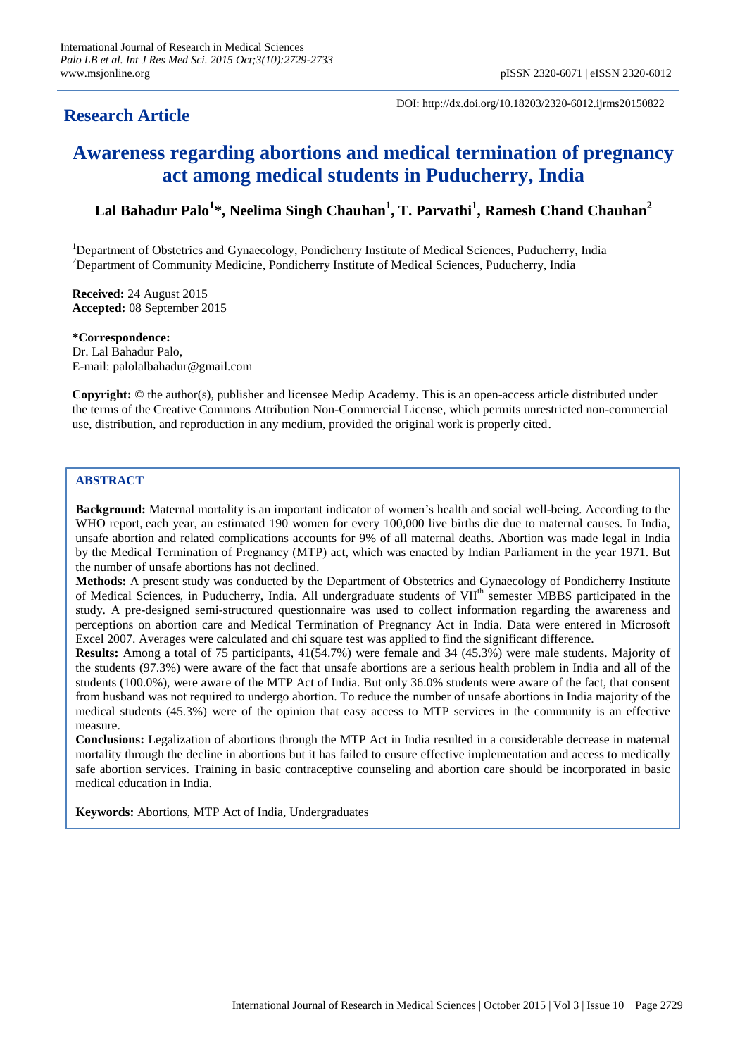**Research Article**

DOI: http://dx.doi.org/10.18203/2320-6012.ijrms20150822

# Awareness regarding abortions and medical termination of pregnancy act among medical students in Puducherry, India

**Lal Bahadur Palo[1]*, Neelima Singh Chauhan[1], T. Parvathi[1], Ramesh Chand Chauhan[2]**

[1]Department of Obstetrics and Gynaecology, Pondicherry Institute of Medical Sciences, Puducherry, India
[2]Department of Community Medicine, Pondicherry Institute of Medical Sciences, Puducherry, India

**Received:** 24 August 2015
**Accepted:** 08 September 2015

**\*Correspondence:**
Dr. Lal Bahadur Palo,
E-mail: palolalbahadur@gmail.com

**Copyright:** © the author(s), publisher and licensee Medip Academy. This is an open-access article distributed under the terms of the Creative Commons Attribution Non-Commercial License, which permits unrestricted non-commercial use, distribution, and reproduction in any medium, provided the original work is properly cited.

## ABSTRACT

**Background:** Maternal mortality is an important indicator of women's health and social well-being. According to the WHO report, each year, an estimated 190 women for every 100,000 live births die due to maternal causes. In India, unsafe abortion and related complications accounts for 9% of all maternal deaths. Abortion was made legal in India by the Medical Termination of Pregnancy (MTP) act, which was enacted by Indian Parliament in the year 1971. But the number of unsafe abortions has not declined.

**Methods:** A present study was conducted by the Department of Obstetrics and Gynaecology of Pondicherry Institute of Medical Sciences, in Puducherry, India. All undergraduate students of VII$^{th}$ semester MBBS participated in the study. A pre-designed semi-structured questionnaire was used to collect information regarding the awareness and perceptions on abortion care and Medical Termination of Pregnancy Act in India. Data were entered in Microsoft Excel 2007. Averages were calculated and chi square test was applied to find the significant difference.

**Results:** Among a total of 75 participants, 41(54.7%) were female and 34 (45.3%) were male students. Majority of the students (97.3%) were aware of the fact that unsafe abortions are a serious health problem in India and all of the students (100.0%), were aware of the MTP Act of India. But only 36.0% students were aware of the fact, that consent from husband was not required to undergo abortion. To reduce the number of unsafe abortions in India majority of the medical students (45.3%) were of the opinion that easy access to MTP services in the community is an effective measure.

**Conclusions:** Legalization of abortions through the MTP Act in India resulted in a considerable decrease in maternal mortality through the decline in abortions but it has failed to ensure effective implementation and access to medically safe abortion services. Training in basic contraceptive counseling and abortion care should be incorporated in basic medical education in India.

**Keywords:** Abortions, MTP Act of India, Undergraduates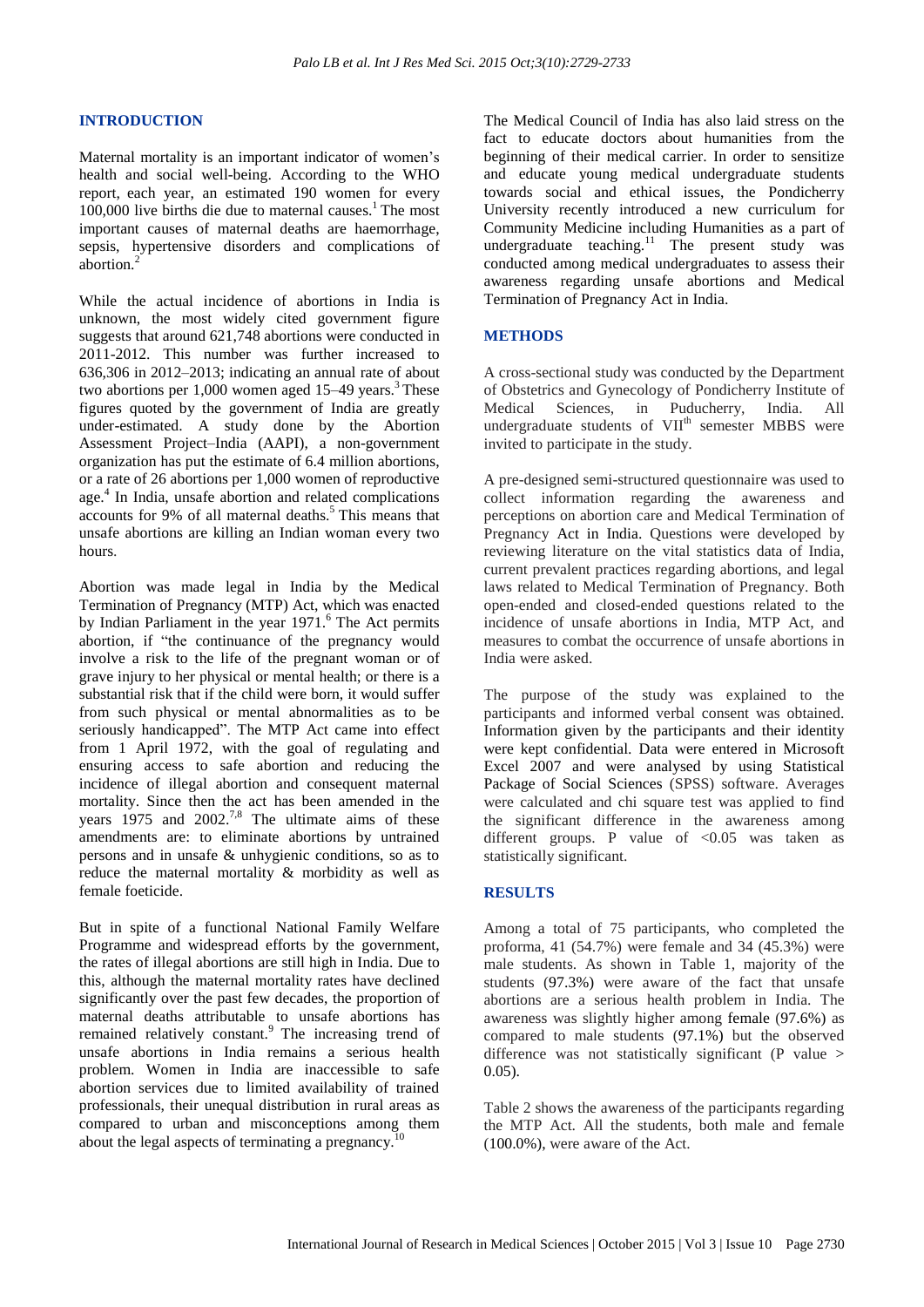## INTRODUCTION

Maternal mortality is an important indicator of women's health and social well-being. According to the WHO report, each year, an estimated 190 women for every 100,000 live births die due to maternal causes.[1] The most important causes of maternal deaths are haemorrhage, sepsis, hypertensive disorders and complications of abortion.[2]

While the actual incidence of abortions in India is unknown, the most widely cited government figure suggests that around 621,748 abortions were conducted in 2011-2012. This number was further increased to 636,306 in 2012–2013; indicating an annual rate of about two abortions per 1,000 women aged 15–49 years.[3] These figures quoted by the government of India are greatly under-estimated. A study done by the Abortion Assessment Project–India (AAPI), a non-government organization has put the estimate of 6.4 million abortions, or a rate of 26 abortions per 1,000 women of reproductive age.[4] In India, unsafe abortion and related complications accounts for 9% of all maternal deaths.[5] This means that unsafe abortions are killing an Indian woman every two hours.

Abortion was made legal in India by the Medical Termination of Pregnancy (MTP) Act, which was enacted by Indian Parliament in the year 1971.[6] The Act permits abortion, if "the continuance of the pregnancy would involve a risk to the life of the pregnant woman or of grave injury to her physical or mental health; or there is a substantial risk that if the child were born, it would suffer from such physical or mental abnormalities as to be seriously handicapped". The MTP Act came into effect from 1 April 1972, with the goal of regulating and ensuring access to safe abortion and reducing the incidence of illegal abortion and consequent maternal mortality. Since then the act has been amended in the years 1975 and 2002.[7,8] The ultimate aims of these amendments are: to eliminate abortions by untrained persons and in unsafe & unhygienic conditions, so as to reduce the maternal mortality & morbidity as well as female foeticide.

But in spite of a functional National Family Welfare Programme and widespread efforts by the government, the rates of illegal abortions are still high in India. Due to this, although the maternal mortality rates have declined significantly over the past few decades, the proportion of maternal deaths attributable to unsafe abortions has remained relatively constant.[9] The increasing trend of unsafe abortions in India remains a serious health problem. Women in India are inaccessible to safe abortion services due to limited availability of trained professionals, their unequal distribution in rural areas as compared to urban and misconceptions among them about the legal aspects of terminating a pregnancy.[10]

The Medical Council of India has also laid stress on the fact to educate doctors about humanities from the beginning of their medical carrier. In order to sensitize and educate young medical undergraduate students towards social and ethical issues, the Pondicherry University recently introduced a new curriculum for Community Medicine including Humanities as a part of undergraduate teaching.[11] The present study was conducted among medical undergraduates to assess their awareness regarding unsafe abortions and Medical Termination of Pregnancy Act in India.

## METHODS

A cross-sectional study was conducted by the Department of Obstetrics and Gynecology of Pondicherry Institute of Medical Sciences, in Puducherry, India. All undergraduate students of VII$^{th}$ semester MBBS were invited to participate in the study.

A pre-designed semi-structured questionnaire was used to collect information regarding the awareness and perceptions on abortion care and Medical Termination of Pregnancy Act in India. Questions were developed by reviewing literature on the vital statistics data of India, current prevalent practices regarding abortions, and legal laws related to Medical Termination of Pregnancy. Both open-ended and closed-ended questions related to the incidence of unsafe abortions in India, MTP Act, and measures to combat the occurrence of unsafe abortions in India were asked.

The purpose of the study was explained to the participants and informed verbal consent was obtained. Information given by the participants and their identity were kept confidential. Data were entered in Microsoft Excel 2007 and were analysed by using Statistical Package of Social Sciences (SPSS) software. Averages were calculated and chi square test was applied to find the significant difference in the awareness among different groups. P value of $<0.05$ was taken as statistically significant.

## RESULTS

Among a total of 75 participants, who completed the proforma, 41 (54.7%) were female and 34 (45.3%) were male students. As shown in Table 1, majority of the students (97.3%) were aware of the fact that unsafe abortions are a serious health problem in India. The awareness was slightly higher among female (97.6%) as compared to male students (97.1%) but the observed difference was not statistically significant (P value $>$ 0.05).

Table 2 shows the awareness of the participants regarding the MTP Act. All the students, both male and female (100.0%), were aware of the Act.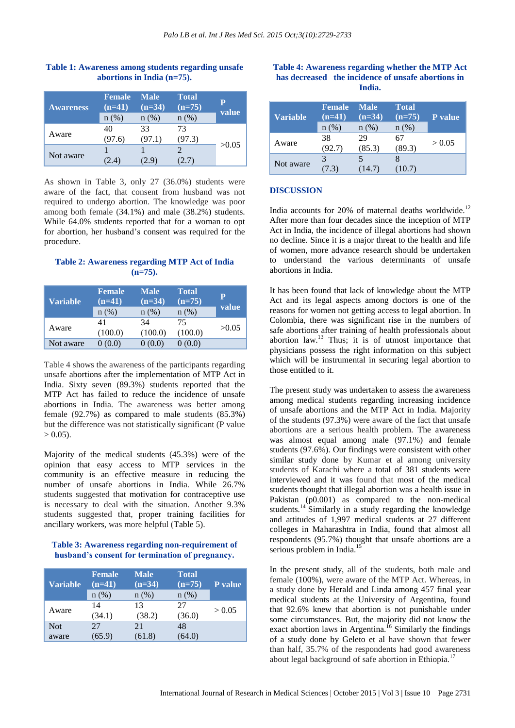**Table 1: Awareness among students regarding unsafe abortions in India (n=75).**

| Awareness | Female (n=41) | Male (n=34) | Total (n=75) | P value |
|---|---|---|---|---|
| | n (%) | n (%) | n (%) | |
| Aware | 40 (97.6) | 33 (97.1) | 73 (97.3) | >0.05 |
| Not aware | 1 (2.4) | 1 (2.9) | 2 (2.7) | |

As shown in Table 3, only 27 (36.0%) students were aware of the fact, that consent from husband was not required to undergo abortion. The knowledge was poor among both female (34.1%) and male (38.2%) students. While 64.0% students reported that for a woman to opt for abortion, her husband's consent was required for the procedure.

**Table 2: Awareness regarding MTP Act of India (n=75).**

| Variable | Female (n=41) | Male (n=34) | Total (n=75) | P value |
|---|---|---|---|---|
| | n (%) | n (%) | n (%) | |
| Aware | 41 (100.0) | 34 (100.0) | 75 (100.0) | >0.05 |
| Not aware | 0 (0.0) | 0 (0.0) | 0 (0.0) | |

Table 4 shows the awareness of the participants regarding unsafe abortions after the implementation of MTP Act in India. Sixty seven (89.3%) students reported that the MTP Act has failed to reduce the incidence of unsafe abortions in India. The awareness was better among female (92.7%) as compared to male students (85.3%) but the difference was not statistically significant (P value > 0.05).

Majority of the medical students (45.3%) were of the opinion that easy access to MTP services in the community is an effective measure in reducing the number of unsafe abortions in India. While 26.7% students suggested that motivation for contraceptive use is necessary to deal with the situation. Another 9.3% students suggested that, proper training facilities for ancillary workers, was more helpful (Table 5).

**Table 3: Awareness regarding non-requirement of husband's consent for termination of pregnancy.**

| Variable | Female (n=41) | Male (n=34) | Total (n=75) | P value |
|---|---|---|---|---|
| | n (%) | n (%) | n (%) | |
| Aware | 14 (34.1) | 13 (38.2) | 27 (36.0) | > 0.05 |
| Not aware | 27 (65.9) | 21 (61.8) | 48 (64.0) | |

**Table 4: Awareness regarding whether the MTP Act has decreased the incidence of unsafe abortions in India.**

| Variable | Female (n=41) | Male (n=34) | Total (n=75) | P value |
|---|---|---|---|---|
| | n (%) | n (%) | n (%) | |
| Aware | 38 (92.7) | 29 (85.3) | 67 (89.3) | > 0.05 |
| Not aware | 3 (7.3) | 5 (14.7) | 8 (10.7) | |

## DISCUSSION

India accounts for 20% of maternal deaths worldwide.[12] After more than four decades since the inception of MTP Act in India, the incidence of illegal abortions had shown no decline. Since it is a major threat to the health and life of women, more advance research should be undertaken to understand the various determinants of unsafe abortions in India.

It has been found that lack of knowledge about the MTP Act and its legal aspects among doctors is one of the reasons for women not getting access to legal abortion. In Colombia, there was significant rise in the numbers of safe abortions after training of health professionals about abortion law.[13] Thus; it is of utmost importance that physicians possess the right information on this subject which will be instrumental in securing legal abortion to those entitled to it.

The present study was undertaken to assess the awareness among medical students regarding increasing incidence of unsafe abortions and the MTP Act in India. Majority of the students (97.3%) were aware of the fact that unsafe abortions are a serious health problem. The awareness was almost equal among male (97.1%) and female students (97.6%). Our findings were consistent with other similar study done by Kumar et al among university students of Karachi where a total of 381 students were interviewed and it was found that most of the medical students thought that illegal abortion was a health issue in Pakistan (p0.001) as compared to the non-medical students.[14] Similarly in a study regarding the knowledge and attitudes of 1,997 medical students at 27 different colleges in Maharashtra in India, found that almost all respondents (95.7%) thought that unsafe abortions are a serious problem in India.[15]

In the present study, all of the students, both male and female (100%), were aware of the MTP Act. Whereas, in a study done by Herald and Linda among 457 final year medical students at the University of Argentina, found that 92.6% knew that abortion is not punishable under some circumstances. But, the majority did not know the exact abortion laws in Argentina.[16] Similarly the findings of a study done by Geleto et al have shown that fewer than half, 35.7% of the respondents had good awareness about legal background of safe abortion in Ethiopia.[17]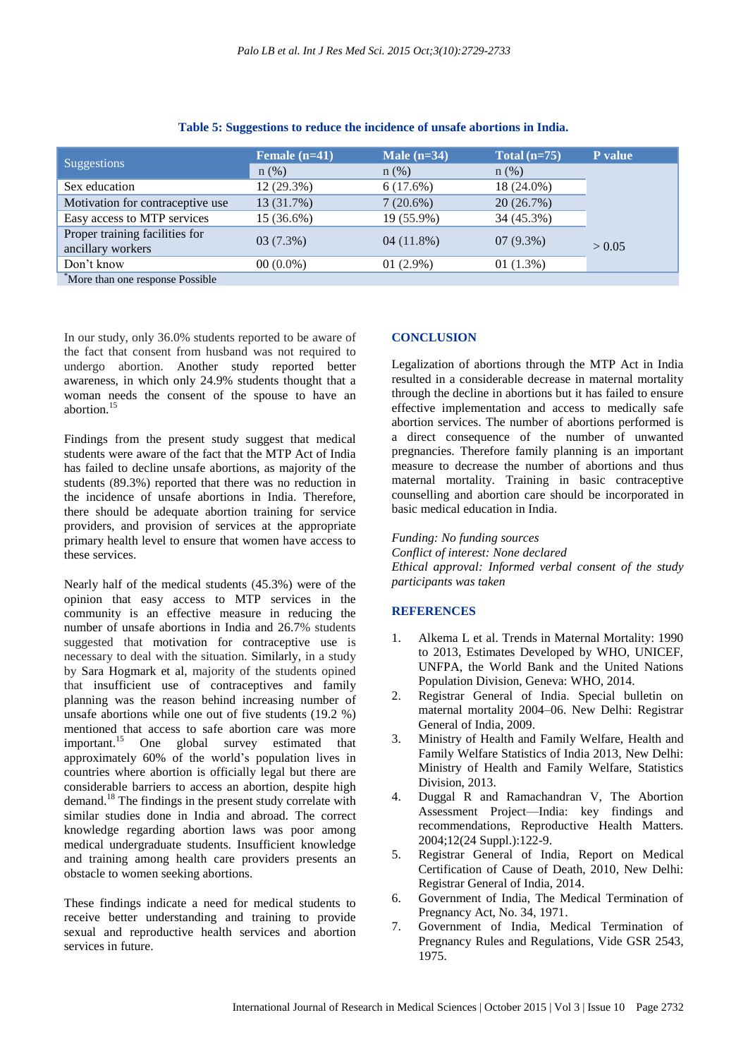**Table 5: Suggestions to reduce the incidence of unsafe abortions in India.**

| Suggestions | Female (n=41) | Male (n=34) | Total (n=75) | P value |
|---|---|---|---|---|
| | n (%) | n (%) | n (%) | |
| Sex education | 12 (29.3%) | 6 (17.6%) | 18 (24.0%) | > 0.05 |
| Motivation for contraceptive use | 13 (31.7%) | 7 (20.6%) | 20 (26.7%) | |
| Easy access to MTP services | 15 (36.6%) | 19 (55.9%) | 34 (45.3%) | |
| Proper training facilities for ancillary workers | 03 (7.3%) | 04 (11.8%) | 07 (9.3%) | |
| Don't know | 00 (0.0%) | 01 (2.9%) | 01 (1.3%) | |

*More than one response Possible

In our study, only 36.0% students reported to be aware of the fact that consent from husband was not required to undergo abortion. Another study reported better awareness, in which only 24.9% students thought that a woman needs the consent of the spouse to have an abortion.[15]

Findings from the present study suggest that medical students were aware of the fact that the MTP Act of India has failed to decline unsafe abortions, as majority of the students (89.3%) reported that there was no reduction in the incidence of unsafe abortions in India. Therefore, there should be adequate abortion training for service providers, and provision of services at the appropriate primary health level to ensure that women have access to these services.

Nearly half of the medical students (45.3%) were of the opinion that easy access to MTP services in the community is an effective measure in reducing the number of unsafe abortions in India and 26.7% students suggested that motivation for contraceptive use is necessary to deal with the situation. Similarly, in a study by Sara Hogmark et al, majority of the students opined that insufficient use of contraceptives and family planning was the reason behind increasing number of unsafe abortions while one out of five students (19.2 %) mentioned that access to safe abortion care was more important.[15] One global survey estimated that approximately 60% of the world's population lives in countries where abortion is officially legal but there are considerable barriers to access an abortion, despite high demand.[18] The findings in the present study correlate with similar studies done in India and abroad. The correct knowledge regarding abortion laws was poor among medical undergraduate students. Insufficient knowledge and training among health care providers presents an obstacle to women seeking abortions.

These findings indicate a need for medical students to receive better understanding and training to provide sexual and reproductive health services and abortion services in future.

## CONCLUSION

Legalization of abortions through the MTP Act in India resulted in a considerable decrease in maternal mortality through the decline in abortions but it has failed to ensure effective implementation and access to medically safe abortion services. The number of abortions performed is a direct consequence of the number of unwanted pregnancies. Therefore family planning is an important measure to decrease the number of abortions and thus maternal mortality. Training in basic contraceptive counselling and abortion care should be incorporated in basic medical education in India.

*Funding: No funding sources*
*Conflict of interest: None declared*
*Ethical approval: Informed verbal consent of the study participants was taken*

## REFERENCES

1. Alkema L et al. Trends in Maternal Mortality: 1990 to 2013, Estimates Developed by WHO, UNICEF, UNFPA, the World Bank and the United Nations Population Division, Geneva: WHO, 2014.
2. Registrar General of India. Special bulletin on maternal mortality 2004–06. New Delhi: Registrar General of India, 2009.
3. Ministry of Health and Family Welfare, Health and Family Welfare Statistics of India 2013, New Delhi: Ministry of Health and Family Welfare, Statistics Division, 2013.
4. Duggal R and Ramachandran V, The Abortion Assessment Project—India: key findings and recommendations, Reproductive Health Matters. 2004;12(24 Suppl.):122-9.
5. Registrar General of India, Report on Medical Certification of Cause of Death, 2010, New Delhi: Registrar General of India, 2014.
6. Government of India, The Medical Termination of Pregnancy Act, No. 34, 1971.
7. Government of India, Medical Termination of Pregnancy Rules and Regulations, Vide GSR 2543, 1975.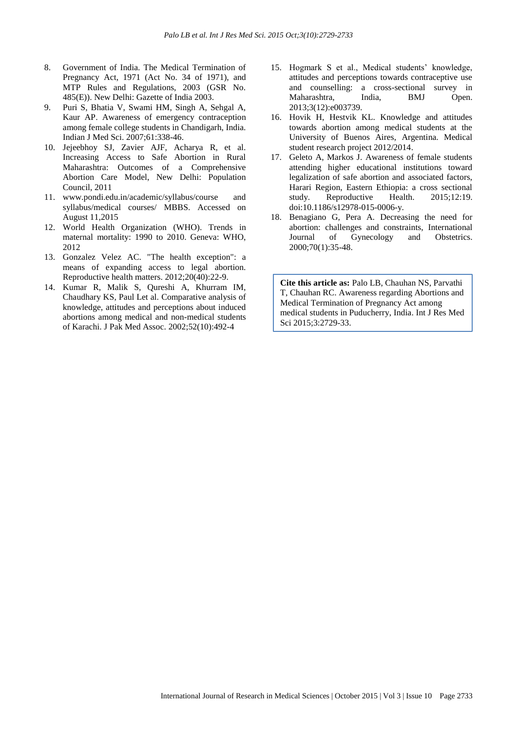8. Government of India. The Medical Termination of Pregnancy Act, 1971 (Act No. 34 of 1971), and MTP Rules and Regulations, 2003 (GSR No. 485(E)). New Delhi: Gazette of India 2003.
9. Puri S, Bhatia V, Swami HM, Singh A, Sehgal A, Kaur AP. Awareness of emergency contraception among female college students in Chandigarh, India. Indian J Med Sci. 2007;61:338-46.
10. Jejeebhoy SJ, Zavier AJF, Acharya R, et al. Increasing Access to Safe Abortion in Rural Maharashtra: Outcomes of a Comprehensive Abortion Care Model, New Delhi: Population Council, 2011
11. www.pondi.edu.in/academic/syllabus/course and syllabus/medical courses/ MBBS. Accessed on August 11,2015
12. World Health Organization (WHO). Trends in maternal mortality: 1990 to 2010. Geneva: WHO, 2012
13. Gonzalez Velez AC. "The health exception": a means of expanding access to legal abortion. Reproductive health matters. 2012;20(40):22-9.
14. Kumar R, Malik S, Qureshi A, Khurram IM, Chaudhary KS, Paul Let al. Comparative analysis of knowledge, attitudes and perceptions about induced abortions among medical and non-medical students of Karachi. J Pak Med Assoc. 2002;52(10):492-4
15. Hogmark S et al., Medical students' knowledge, attitudes and perceptions towards contraceptive use and counselling: a cross-sectional survey in Maharashtra, India, BMJ Open. 2013;3(12):e003739.
16. Hovik H, Hestvik KL. Knowledge and attitudes towards abortion among medical students at the University of Buenos Aires, Argentina. Medical student research project 2012/2014.
17. Geleto A, Markos J. Awareness of female students attending higher educational institutions toward legalization of safe abortion and associated factors, Harari Region, Eastern Ethiopia: a cross sectional study. Reproductive Health. 2015;12:19. doi:10.1186/s12978-015-0006-y.
18. Benagiano G, Pera A. Decreasing the need for abortion: challenges and constraints, International Journal of Gynecology and Obstetrics. 2000;70(1):35-48.

**Cite this article as:** Palo LB, Chauhan NS, Parvathi T, Chauhan RC. Awareness regarding Abortions and Medical Termination of Pregnancy Act among medical students in Puducherry, India. Int J Res Med Sci 2015;3:2729-33.